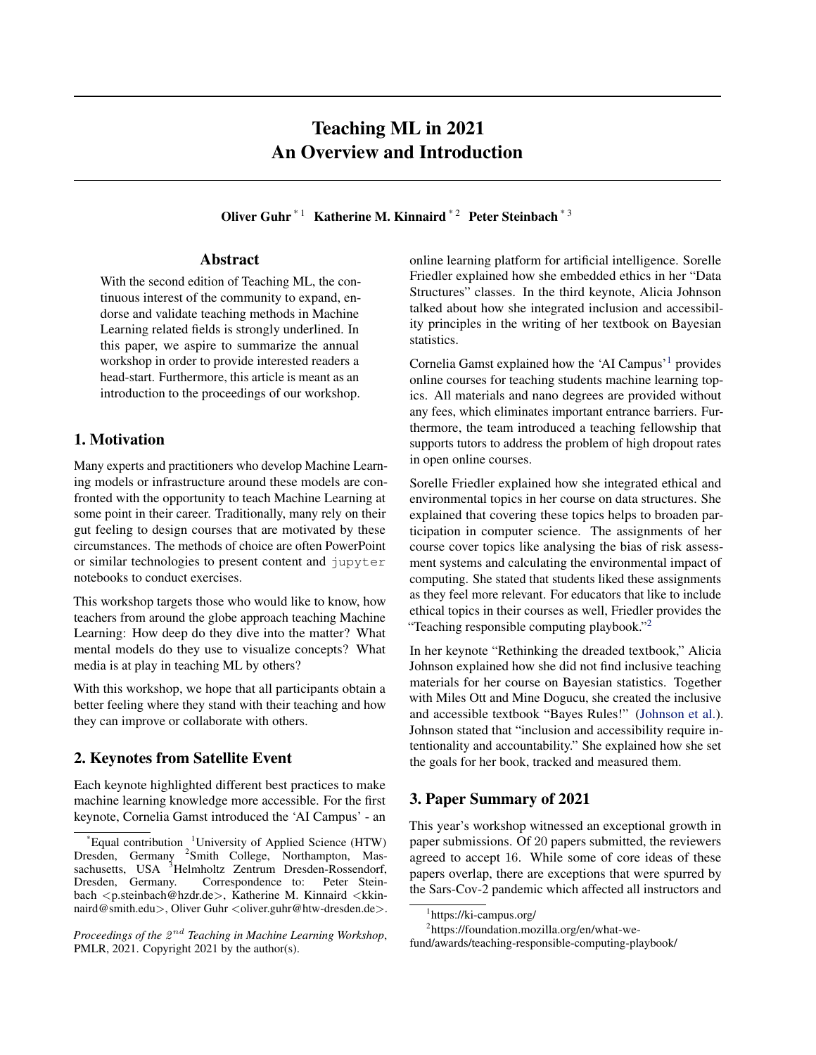# Teaching ML in 2021
# An Overview and Introduction

**Oliver Guhr** *[1] **Katherine M. Kinnaird** *[2] **Peter Steinbach** *[3]

## Abstract

With the second edition of Teaching ML, the continuous interest of the community to expand, endorse and validate teaching methods in Machine Learning related fields is strongly underlined. In this paper, we aspire to summarize the annual workshop in order to provide interested readers a head-start. Furthermore, this article is meant as an introduction to the proceedings of our workshop.

## 1. Motivation

Many experts and practitioners who develop Machine Learning models or infrastructure around these models are confronted with the opportunity to teach Machine Learning at some point in their career. Traditionally, many rely on their gut feeling to design courses that are motivated by these circumstances. The methods of choice are often PowerPoint or similar technologies to present content and `jupyter` notebooks to conduct exercises.

This workshop targets those who would like to know, how teachers from around the globe approach teaching Machine Learning: How deep do they dive into the matter? What mental models do they use to visualize concepts? What media is at play in teaching ML by others?

With this workshop, we hope that all participants obtain a better feeling where they stand with their teaching and how they can improve or collaborate with others.

## 2. Keynotes from Satellite Event

Each keynote highlighted different best practices to make machine learning knowledge more accessible. For the first keynote, Cornelia Gamst introduced the 'AI Campus' - an online learning platform for artificial intelligence. Sorelle Friedler explained how she embedded ethics in her "Data Structures" classes. In the third keynote, Alicia Johnson talked about how she integrated inclusion and accessibility principles in the writing of her textbook on Bayesian statistics.

Cornelia Gamst explained how the 'AI Campus'[1] provides online courses for teaching students machine learning topics. All materials and nano degrees are provided without any fees, which eliminates important entrance barriers. Furthermore, the team introduced a teaching fellowship that supports tutors to address the problem of high dropout rates in open online courses.

Sorelle Friedler explained how she integrated ethical and environmental topics in her course on data structures. She explained that covering these topics helps to broaden participation in computer science. The assignments of her course cover topics like analysing the bias of risk assessment systems and calculating the environmental impact of computing. She stated that students liked these assignments as they feel more relevant. For educators that like to include ethical topics in their courses as well, Friedler provides the "Teaching responsible computing playbook."[2]

In her keynote "Rethinking the dreaded textbook," Alicia Johnson explained how she did not find inclusive teaching materials for her course on Bayesian statistics. Together with Miles Ott and Mine Dogucu, she created the inclusive and accessible textbook "Bayes Rules!" (Johnson et al.). Johnson stated that "inclusion and accessibility require intentionality and accountability." She explained how she set the goals for her book, tracked and measured them.

## 3. Paper Summary of 2021

This year's workshop witnessed an exceptional growth in paper submissions. Of 20 papers submitted, the reviewers agreed to accept 16. While some of core ideas of these papers overlap, there are exceptions that were spurred by the Sars-Cov-2 pandemic which affected all instructors and

---

*Equal contribution [1]University of Applied Science (HTW) Dresden, Germany [2]Smith College, Northampton, Massachusetts, USA [3]Helmholtz Zentrum Dresden-Rossendorf, Dresden, Germany. Correspondence to: Peter Steinbach <p.steinbach@hzdr.de>, Katherine M. Kinnaird <kkinnaird@smith.edu>, Oliver Guhr <oliver.guhr@htw-dresden.de>.

*Proceedings of the $2^{nd}$ Teaching in Machine Learning Workshop*, PMLR, 2021. Copyright 2021 by the author(s).

[1]https://ki-campus.org/

[2]https://foundation.mozilla.org/en/what-we-fund/awards/teaching-responsible-computing-playbook/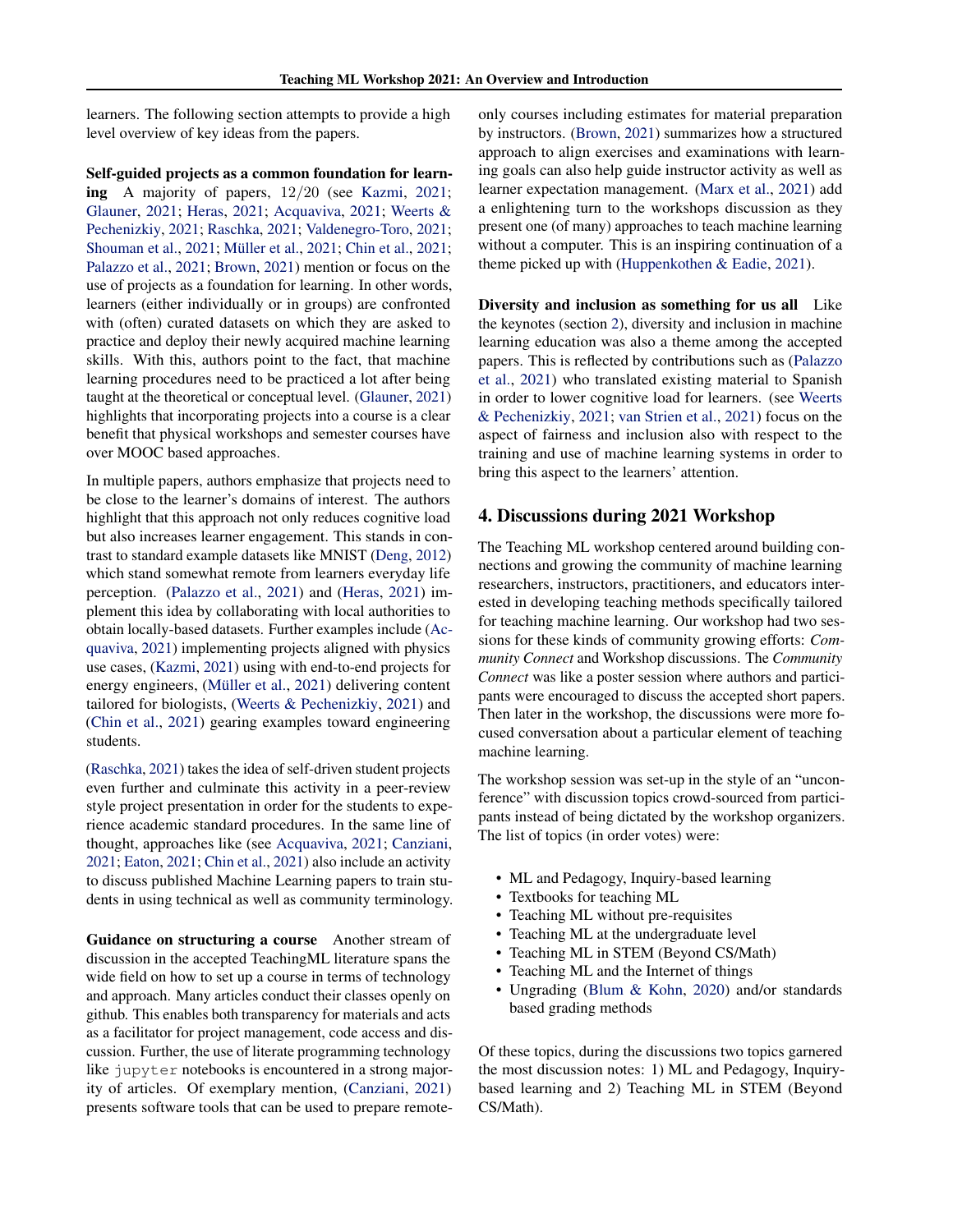learners. The following section attempts to provide a high level overview of key ideas from the papers.

**Self-guided projects as a common foundation for learning** A majority of papers, 12/20 (see Kazmi, 2021; Glauner, 2021; Heras, 2021; Acquaviva, 2021; Weerts & Pechenizkiy, 2021; Raschka, 2021; Valdenegro-Toro, 2021; Shouman et al., 2021; Müller et al., 2021; Chin et al., 2021; Palazzo et al., 2021; Brown, 2021) mention or focus on the use of projects as a foundation for learning. In other words, learners (either individually or in groups) are confronted with (often) curated datasets on which they are asked to practice and deploy their newly acquired machine learning skills. With this, authors point to the fact, that machine learning procedures need to be practiced a lot after being taught at the theoretical or conceptual level. (Glauner, 2021) highlights that incorporating projects into a course is a clear benefit that physical workshops and semester courses have over MOOC based approaches.

In multiple papers, authors emphasize that projects need to be close to the learner's domains of interest. The authors highlight that this approach not only reduces cognitive load but also increases learner engagement. This stands in contrast to standard example datasets like MNIST (Deng, 2012) which stand somewhat remote from learners everyday life perception. (Palazzo et al., 2021) and (Heras, 2021) implement this idea by collaborating with local authorities to obtain locally-based datasets. Further examples include (Acquaviva, 2021) implementing projects aligned with physics use cases, (Kazmi, 2021) using with end-to-end projects for energy engineers, (Müller et al., 2021) delivering content tailored for biologists, (Weerts & Pechenizkiy, 2021) and (Chin et al., 2021) gearing examples toward engineering students.

(Raschka, 2021) takes the idea of self-driven student projects even further and culminate this activity in a peer-review style project presentation in order for the students to experience academic standard procedures. In the same line of thought, approaches like (see Acquaviva, 2021; Canziani, 2021; Eaton, 2021; Chin et al., 2021) also include an activity to discuss published Machine Learning papers to train students in using technical as well as community terminology.

**Guidance on structuring a course** Another stream of discussion in the accepted TeachingML literature spans the wide field on how to set up a course in terms of technology and approach. Many articles conduct their classes openly on github. This enables both transparency for materials and acts as a facilitator for project management, code access and discussion. Further, the use of literate programming technology like `jupyter` notebooks is encountered in a strong majority of articles. Of exemplary mention, (Canziani, 2021) presents software tools that can be used to prepare remote-only courses including estimates for material preparation by instructors. (Brown, 2021) summarizes how a structured approach to align exercises and examinations with learning goals can also help guide instructor activity as well as learner expectation management. (Marx et al., 2021) add a enlightening turn to the workshops discussion as they present one (of many) approaches to teach machine learning without a computer. This is an inspiring continuation of a theme picked up with (Huppenkothen & Eadie, 2021).

**Diversity and inclusion as something for us all** Like the keynotes (section 2), diversity and inclusion in machine learning education was also a theme among the accepted papers. This is reflected by contributions such as (Palazzo et al., 2021) who translated existing material to Spanish in order to lower cognitive load for learners. (see Weerts & Pechenizkiy, 2021; van Strien et al., 2021) focus on the aspect of fairness and inclusion also with respect to the training and use of machine learning systems in order to bring this aspect to the learners' attention.

## 4. Discussions during 2021 Workshop

The Teaching ML workshop centered around building connections and growing the community of machine learning researchers, instructors, practitioners, and educators interested in developing teaching methods specifically tailored for teaching machine learning. Our workshop had two sessions for these kinds of community growing efforts: *Community Connect* and Workshop discussions. The *Community Connect* was like a poster session where authors and participants were encouraged to discuss the accepted short papers. Then later in the workshop, the discussions were more focused conversation about a particular element of teaching machine learning.

The workshop session was set-up in the style of an "unconference" with discussion topics crowd-sourced from participants instead of being dictated by the workshop organizers. The list of topics (in order votes) were:

- ML and Pedagogy, Inquiry-based learning
- Textbooks for teaching ML
- Teaching ML without pre-requisites
- Teaching ML at the undergraduate level
- Teaching ML in STEM (Beyond CS/Math)
- Teaching ML and the Internet of things
- Ungrading (Blum & Kohn, 2020) and/or standards based grading methods

Of these topics, during the discussions two topics garnered the most discussion notes: 1) ML and Pedagogy, Inquiry-based learning and 2) Teaching ML in STEM (Beyond CS/Math).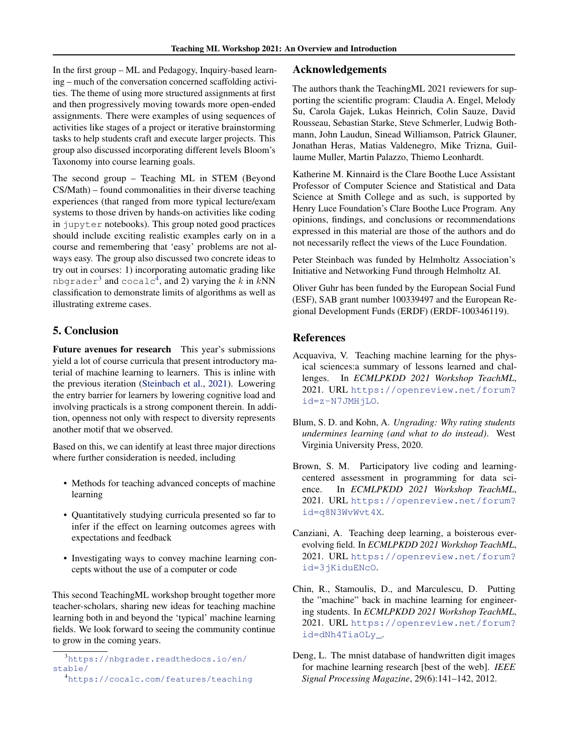In the first group – ML and Pedagogy, Inquiry-based learning – much of the conversation concerned scaffolding activities. The theme of using more structured assignments at first and then progressively moving towards more open-ended assignments. There were examples of using sequences of activities like stages of a project or iterative brainstorming tasks to help students craft and execute larger projects. This group also discussed incorporating different levels Bloom's Taxonomy into course learning goals.

The second group – Teaching ML in STEM (Beyond CS/Math) – found commonalities in their diverse teaching experiences (that ranged from more typical lecture/exam systems to those driven by hands-on activities like coding in `jupyter` notebooks). This group noted good practices should include exciting realistic examples early on in a course and remembering that 'easy' problems are not always easy. The group also discussed two concrete ideas to try out in courses: 1) incorporating automatic grading like `nbgrader`[3] and `cocalc`[4], and 2) varying the $k$ in $k$NN classification to demonstrate limits of algorithms as well as illustrating extreme cases.

## 5. Conclusion

**Future avenues for research** This year's submissions yield a lot of course curricula that present introductory material of machine learning to learners. This is inline with the previous iteration (Steinbach et al., 2021). Lowering the entry barrier for learners by lowering cognitive load and involving practicals is a strong component therein. In addition, openness not only with respect to diversity represents another motif that we observed.

Based on this, we can identify at least three major directions where further consideration is needed, including

- Methods for teaching advanced concepts of machine learning
- Quantitatively studying curricula presented so far to infer if the effect on learning outcomes agrees with expectations and feedback
- Investigating ways to convey machine learning concepts without the use of a computer or code

This second TeachingML workshop brought together more teacher-scholars, sharing new ideas for teaching machine learning both in and beyond the 'typical' machine learning fields. We look forward to seeing the community continue to grow in the coming years.

[3] https://nbgrader.readthedocs.io/en/stable/

[4] https://cocalc.com/features/teaching

## Acknowledgements

The authors thank the TeachingML 2021 reviewers for supporting the scientific program: Claudia A. Engel, Melody Su, Carola Gajek, Lukas Heinrich, Colin Sauze, David Rousseau, Sebastian Starke, Steve Schmerler, Ludwig Bothmann, John Laudun, Sinead Williamson, Patrick Glauner, Jonathan Heras, Matias Valdenegro, Mike Trizna, Guillaume Muller, Martin Palazzo, Thiemo Leonhardt.

Katherine M. Kinnaird is the Clare Boothe Luce Assistant Professor of Computer Science and Statistical and Data Science at Smith College and as such, is supported by Henry Luce Foundation's Clare Boothe Luce Program. Any opinions, findings, and conclusions or recommendations expressed in this material are those of the authors and do not necessarily reflect the views of the Luce Foundation.

Peter Steinbach was funded by Helmholtz Association's Initiative and Networking Fund through Helmholtz AI.

Oliver Guhr has been funded by the European Social Fund (ESF), SAB grant number 100339497 and the European Regional Development Funds (ERDF) (ERDF-100346119).

## References

Acquaviva, V. Teaching machine learning for the physical sciences:a summary of lessons learned and challenges. In *ECMLPKDD 2021 Workshop TeachML*, 2021. URL https://openreview.net/forum?id=z-N7JMHjLO.

Blum, S. D. and Kohn, A. *Ungrading: Why rating students undermines learning (and what to do instead)*. West Virginia University Press, 2020.

Brown, S. M. Participatory live coding and learning-centered assessment in programming for data science. In *ECMLPKDD 2021 Workshop TeachML*, 2021. URL https://openreview.net/forum?id=q8N3WvWvt4X.

Canziani, A. Teaching deep learning, a boisterous ever-evolving field. In *ECMLPKDD 2021 Workshop TeachML*, 2021. URL https://openreview.net/forum?id=3jKiduENcO.

Chin, R., Stamoulis, D., and Marculescu, D. Putting the "machine" back in machine learning for engineering students. In *ECMLPKDD 2021 Workshop TeachML*, 2021. URL https://openreview.net/forum?id=dNh4TiaOLy_.

Deng, L. The mnist database of handwritten digit images for machine learning research [best of the web]. *IEEE Signal Processing Magazine*, 29(6):141–142, 2012.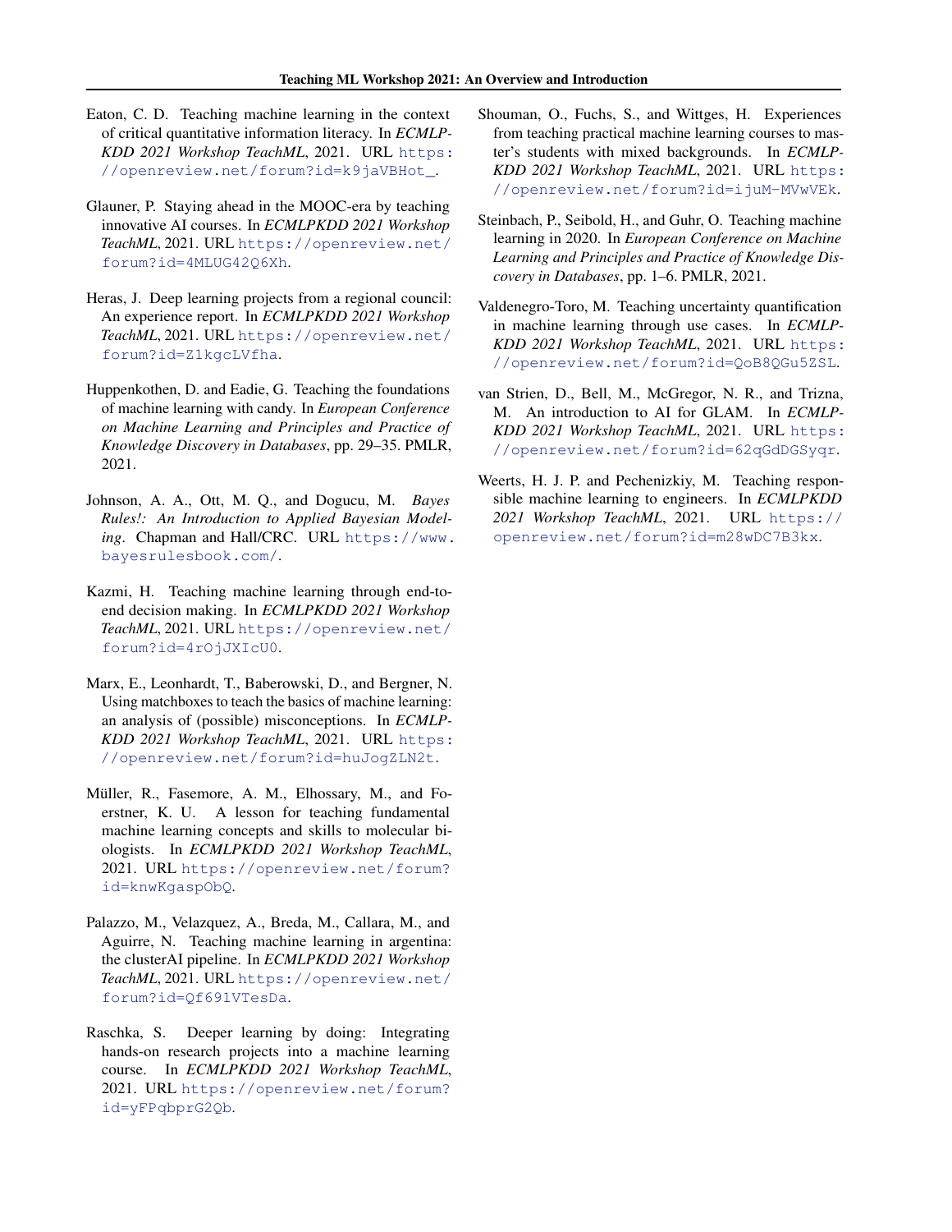Eaton, C. D. Teaching machine learning in the context of critical quantitative information literacy. In *ECMLPKDD 2021 Workshop TeachML*, 2021. URL https://openreview.net/forum?id=k9jaVBHot_.

Glauner, P. Staying ahead in the MOOC-era by teaching innovative AI courses. In *ECMLPKDD 2021 Workshop TeachML*, 2021. URL https://openreview.net/forum?id=4MLUG42Q6Xh.

Heras, J. Deep learning projects from a regional council: An experience report. In *ECMLPKDD 2021 Workshop TeachML*, 2021. URL https://openreview.net/forum?id=Z1kgcLVfha.

Huppenkothen, D. and Eadie, G. Teaching the foundations of machine learning with candy. In *European Conference on Machine Learning and Principles and Practice of Knowledge Discovery in Databases*, pp. 29–35. PMLR, 2021.

Johnson, A. A., Ott, M. Q., and Dogucu, M. *Bayes Rules!: An Introduction to Applied Bayesian Modeling*. Chapman and Hall/CRC. URL https://www.bayesrulesbook.com/.

Kazmi, H. Teaching machine learning through end-to-end decision making. In *ECMLPKDD 2021 Workshop TeachML*, 2021. URL https://openreview.net/forum?id=4rOjJXIcU0.

Marx, E., Leonhardt, T., Baberowski, D., and Bergner, N. Using matchboxes to teach the basics of machine learning: an analysis of (possible) misconceptions. In *ECMLPKDD 2021 Workshop TeachML*, 2021. URL https://openreview.net/forum?id=huJogZLN2t.

Müller, R., Fasemore, A. M., Elhossary, M., and Foerstner, K. U. A lesson for teaching fundamental machine learning concepts and skills to molecular biologists. In *ECMLPKDD 2021 Workshop TeachML*, 2021. URL https://openreview.net/forum?id=knwKgaspObQ.

Palazzo, M., Velazquez, A., Breda, M., Callara, M., and Aguirre, N. Teaching machine learning in argentina: the clusterAI pipeline. In *ECMLPKDD 2021 Workshop TeachML*, 2021. URL https://openreview.net/forum?id=Qf691VTesDa.

Raschka, S. Deeper learning by doing: Integrating hands-on research projects into a machine learning course. In *ECMLPKDD 2021 Workshop TeachML*, 2021. URL https://openreview.net/forum?id=yFPqbprG2Qb.

Shouman, O., Fuchs, S., and Wittges, H. Experiences from teaching practical machine learning courses to master's students with mixed backgrounds. In *ECMLPKDD 2021 Workshop TeachML*, 2021. URL https://openreview.net/forum?id=ijuM-MVwVEk.

Steinbach, P., Seibold, H., and Guhr, O. Teaching machine learning in 2020. In *European Conference on Machine Learning and Principles and Practice of Knowledge Discovery in Databases*, pp. 1–6. PMLR, 2021.

Valdenegro-Toro, M. Teaching uncertainty quantification in machine learning through use cases. In *ECMLPKDD 2021 Workshop TeachML*, 2021. URL https://openreview.net/forum?id=QoB8QGu5ZSL.

van Strien, D., Bell, M., McGregor, N. R., and Trizna, M. An introduction to AI for GLAM. In *ECMLPKDD 2021 Workshop TeachML*, 2021. URL https://openreview.net/forum?id=62qGdDGSyqr.

Weerts, H. J. P. and Pechenizkiy, M. Teaching responsible machine learning to engineers. In *ECMLPKDD 2021 Workshop TeachML*, 2021. URL https://openreview.net/forum?id=m28wDC7B3kx.